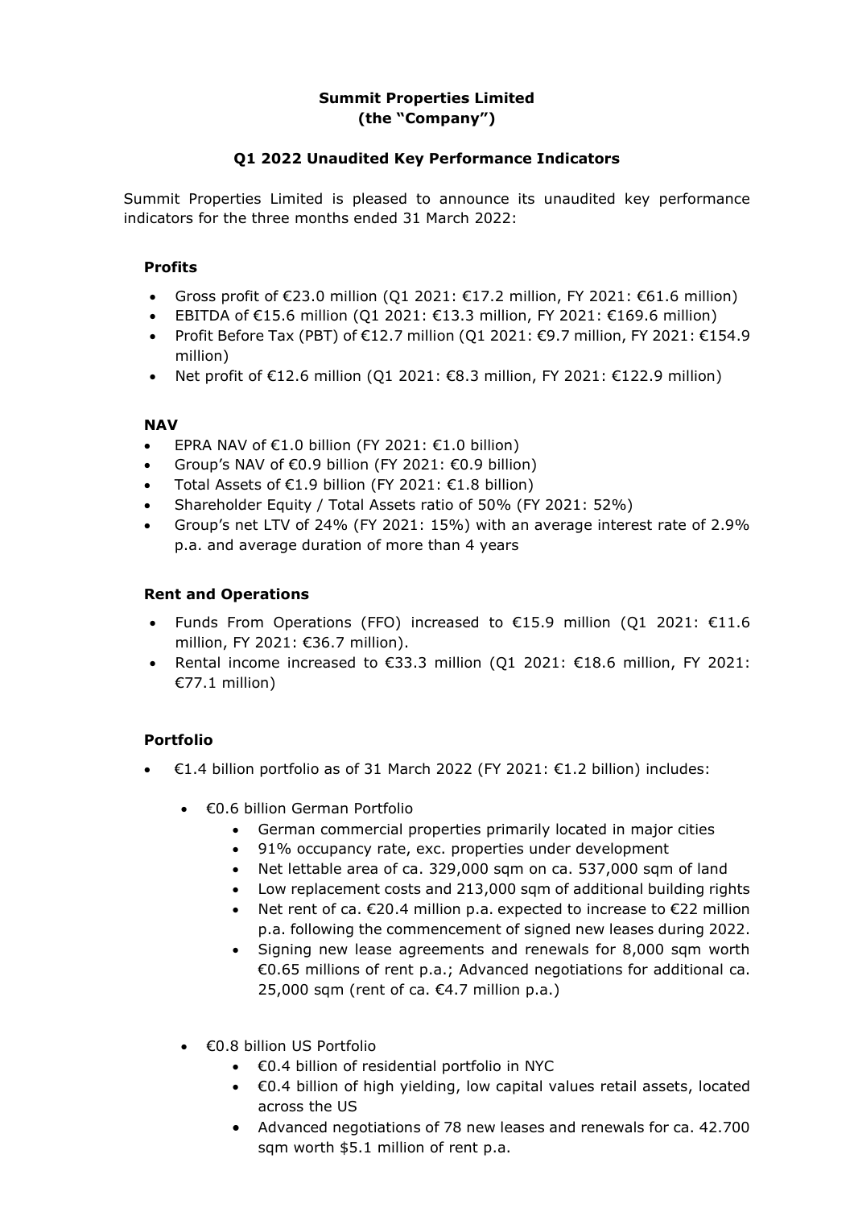**Summit Properties Limited**
**(the "Company")**

**Q1 2022 Unaudited Key Performance Indicators**

Summit Properties Limited is pleased to announce its unaudited key performance indicators for the three months ended 31 March 2022:

### Profits

- Gross profit of €23.0 million (Q1 2021: €17.2 million, FY 2021: €61.6 million)
- EBITDA of €15.6 million (Q1 2021: €13.3 million, FY 2021: €169.6 million)
- Profit Before Tax (PBT) of €12.7 million (Q1 2021: €9.7 million, FY 2021: €154.9 million)
- Net profit of €12.6 million (Q1 2021: €8.3 million, FY 2021: €122.9 million)

### NAV

- EPRA NAV of €1.0 billion (FY 2021: €1.0 billion)
- Group's NAV of €0.9 billion (FY 2021: €0.9 billion)
- Total Assets of €1.9 billion (FY 2021: €1.8 billion)
- Shareholder Equity / Total Assets ratio of 50% (FY 2021: 52%)
- Group's net LTV of 24% (FY 2021: 15%) with an average interest rate of 2.9% p.a. and average duration of more than 4 years

### Rent and Operations

- Funds From Operations (FFO) increased to €15.9 million (Q1 2021: €11.6 million, FY 2021: €36.7 million).
- Rental income increased to €33.3 million (Q1 2021: €18.6 million, FY 2021: €77.1 million)

### Portfolio

- €1.4 billion portfolio as of 31 March 2022 (FY 2021: €1.2 billion) includes:
  - €0.6 billion German Portfolio
    - German commercial properties primarily located in major cities
    - 91% occupancy rate, exc. properties under development
    - Net lettable area of ca. 329,000 sqm on ca. 537,000 sqm of land
    - Low replacement costs and 213,000 sqm of additional building rights
    - Net rent of ca. €20.4 million p.a. expected to increase to €22 million p.a. following the commencement of signed new leases during 2022.
    - Signing new lease agreements and renewals for 8,000 sqm worth €0.65 millions of rent p.a.; Advanced negotiations for additional ca. 25,000 sqm (rent of ca. €4.7 million p.a.)
  - €0.8 billion US Portfolio
    - €0.4 billion of residential portfolio in NYC
    - €0.4 billion of high yielding, low capital values retail assets, located across the US
    - Advanced negotiations of 78 new leases and renewals for ca. 42.700 sqm worth $5.1 million of rent p.a.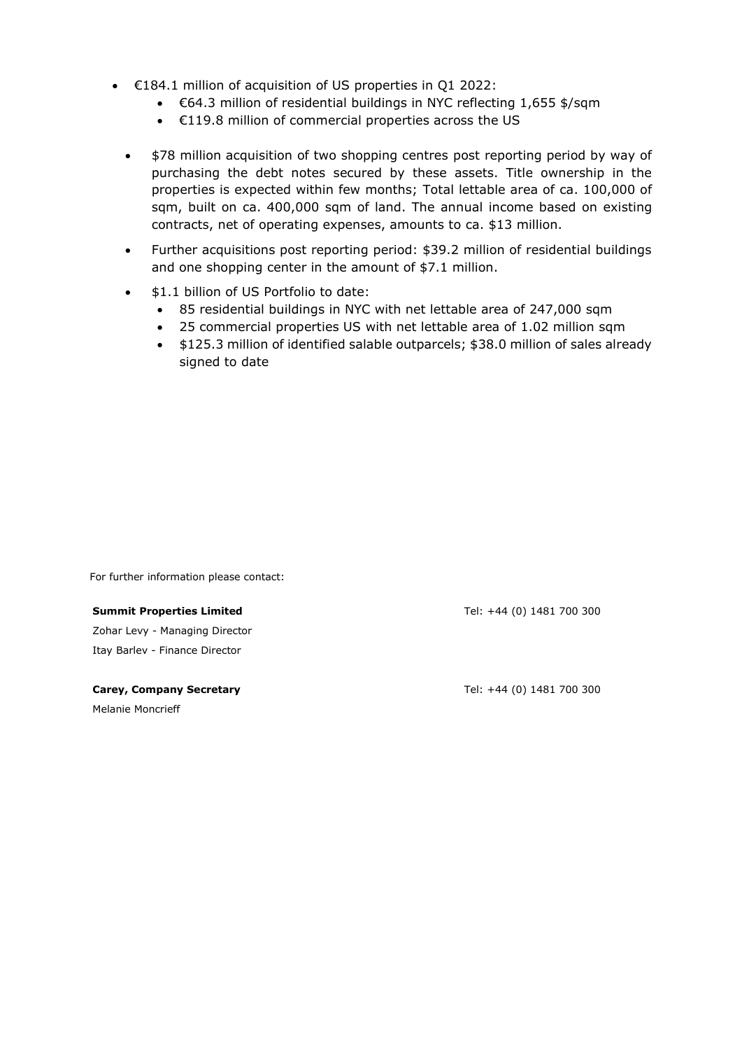- €184.1 million of acquisition of US properties in Q1 2022:
  - €64.3 million of residential buildings in NYC reflecting 1,655 $/sqm
  - €119.8 million of commercial properties across the US

- $78 million acquisition of two shopping centres post reporting period by way of purchasing the debt notes secured by these assets. Title ownership in the properties is expected within few months; Total lettable area of ca. 100,000 of sqm, built on ca. 400,000 sqm of land. The annual income based on existing contracts, net of operating expenses, amounts to ca. $13 million.
- Further acquisitions post reporting period: $39.2 million of residential buildings and one shopping center in the amount of $7.1 million.
- $1.1 billion of US Portfolio to date:
  - 85 residential buildings in NYC with net lettable area of 247,000 sqm
  - 25 commercial properties US with net lettable area of 1.02 million sqm
  - $125.3 million of identified salable outparcels; $38.0 million of sales already signed to date

For further information please contact:

**Summit Properties Limited** Tel: +44 (0) 1481 700 300

Zohar Levy - Managing Director

Itay Barlev - Finance Director

**Carey, Company Secretary** Tel: +44 (0) 1481 700 300

Melanie Moncrieff